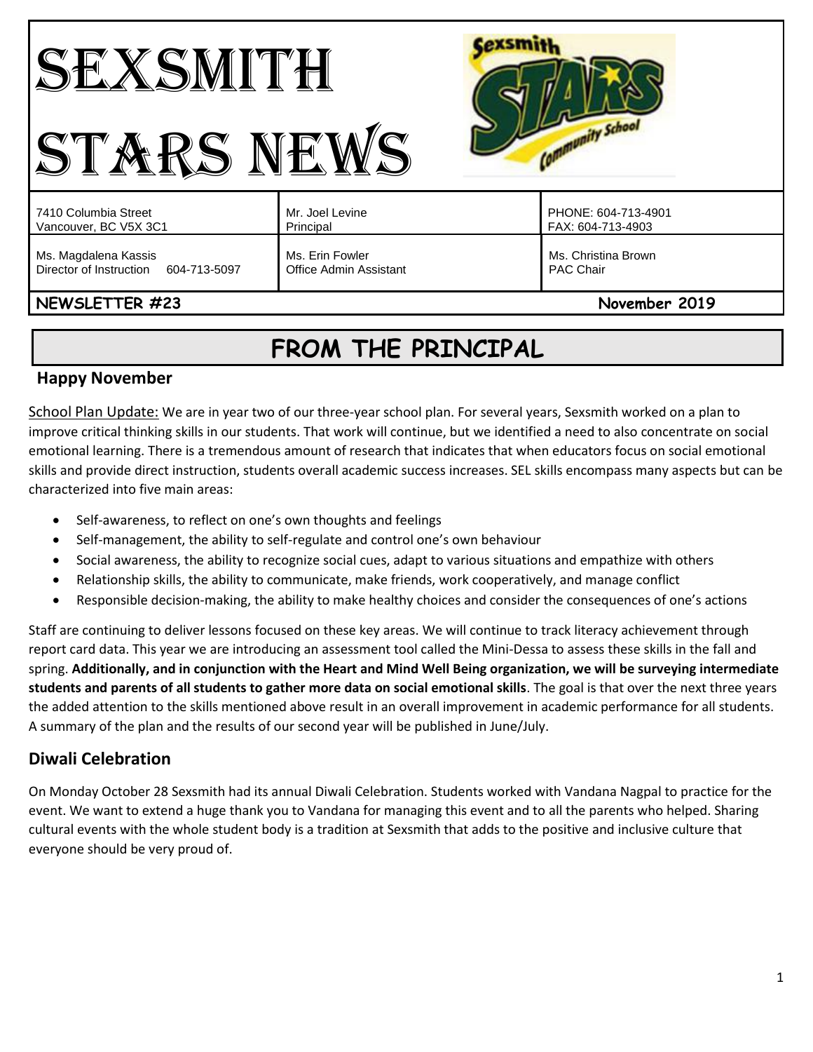# SEXSMITH STARS NEWS

| 7410 Columbia Street<br>Vancouver, BC V5X 3C1 | Mr. Joel Levine<br>Principal | PHONE: 604-713-4901<br>FAX: 604-713-4903 |
|---|---|---|
| Ms. Magdalena Kassis<br>Director of Instruction 604-713-5097 | Ms. Erin Fowler<br>Office Admin Assistant | Ms. Christina Brown<br>PAC Chair |

**NEWSLETTER #23** **November 2019**

## FROM THE PRINCIPAL

### Happy November

School Plan Update: We are in year two of our three-year school plan. For several years, Sexsmith worked on a plan to improve critical thinking skills in our students. That work will continue, but we identified a need to also concentrate on social emotional learning. There is a tremendous amount of research that indicates that when educators focus on social emotional skills and provide direct instruction, students overall academic success increases. SEL skills encompass many aspects but can be characterized into five main areas:

- Self-awareness, to reflect on one's own thoughts and feelings
- Self-management, the ability to self-regulate and control one's own behaviour
- Social awareness, the ability to recognize social cues, adapt to various situations and empathize with others
- Relationship skills, the ability to communicate, make friends, work cooperatively, and manage conflict
- Responsible decision-making, the ability to make healthy choices and consider the consequences of one's actions

Staff are continuing to deliver lessons focused on these key areas. We will continue to track literacy achievement through report card data. This year we are introducing an assessment tool called the Mini-Dessa to assess these skills in the fall and spring. **Additionally, and in conjunction with the Heart and Mind Well Being organization, we will be surveying intermediate students and parents of all students to gather more data on social emotional skills**. The goal is that over the next three years the added attention to the skills mentioned above result in an overall improvement in academic performance for all students. A summary of the plan and the results of our second year will be published in June/July.

### Diwali Celebration

On Monday October 28 Sexsmith had its annual Diwali Celebration. Students worked with Vandana Nagpal to practice for the event. We want to extend a huge thank you to Vandana for managing this event and to all the parents who helped. Sharing cultural events with the whole student body is a tradition at Sexsmith that adds to the positive and inclusive culture that everyone should be very proud of.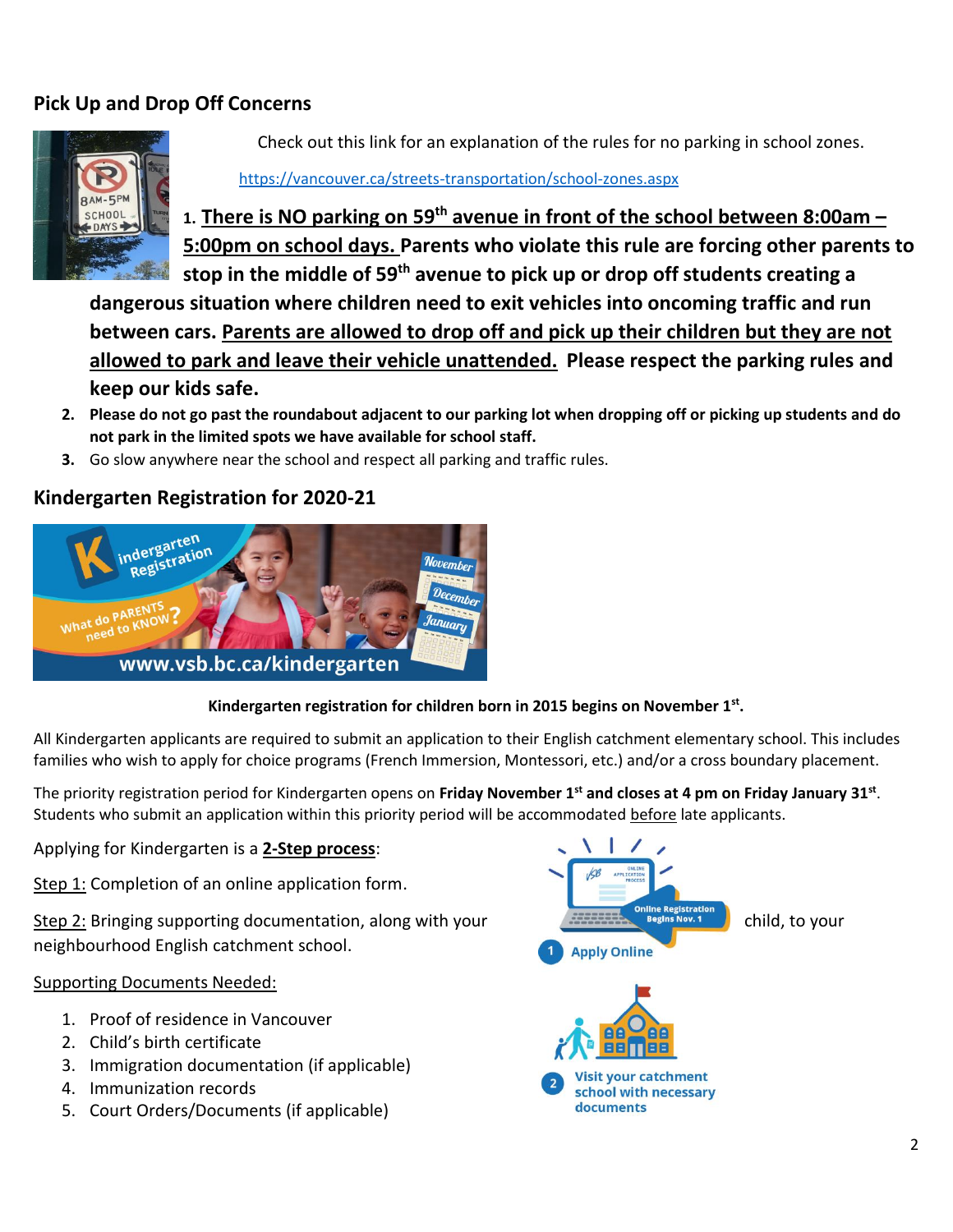## Pick Up and Drop Off Concerns

Check out this link for an explanation of the rules for no parking in school zones.

https://vancouver.ca/streets-transportation/school-zones.aspx

1. **There is NO parking on 59th avenue in front of the school between 8:00am – 5:00pm on school days. Parents who violate this rule are forcing other parents to stop in the middle of 59th avenue to pick up or drop off students creating a dangerous situation where children need to exit vehicles into oncoming traffic and run between cars. Parents are allowed to drop off and pick up their children but they are not allowed to park and leave their vehicle unattended. Please respect the parking rules and keep our kids safe.**
2. **Please do not go past the roundabout adjacent to our parking lot when dropping off or picking up students and do not park in the limited spots we have available for school staff.**
3. Go slow anywhere near the school and respect all parking and traffic rules.

## Kindergarten Registration for 2020-21

**Kindergarten registration for children born in 2015 begins on November 1st.**

All Kindergarten applicants are required to submit an application to their English catchment elementary school. This includes families who wish to apply for choice programs (French Immersion, Montessori, etc.) and/or a cross boundary placement.

The priority registration period for Kindergarten opens on **Friday November 1st and closes at 4 pm on Friday January 31st**. Students who submit an application within this priority period will be accommodated before late applicants.

Applying for Kindergarten is a **2-Step process**:

Step 1: Completion of an online application form.

Step 2: Bringing supporting documentation, along with your child, to your neighbourhood English catchment school.

Supporting Documents Needed:

1. Proof of residence in Vancouver
2. Child's birth certificate
3. Immigration documentation (if applicable)
4. Immunization records
5. Court Orders/Documents (if applicable)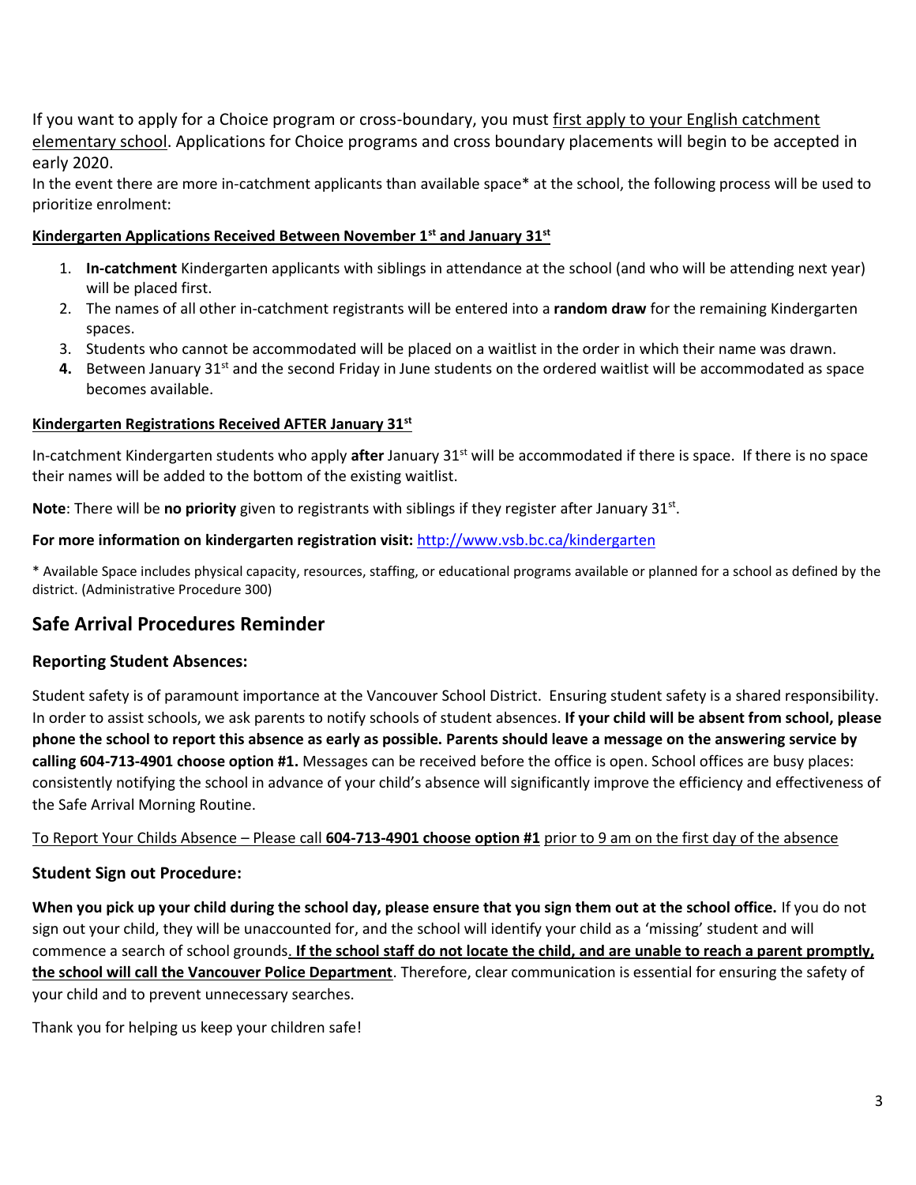If you want to apply for a Choice program or cross-boundary, you must first apply to your English catchment elementary school. Applications for Choice programs and cross boundary placements will begin to be accepted in early 2020.

In the event there are more in-catchment applicants than available space* at the school, the following process will be used to prioritize enrolment:

**Kindergarten Applications Received Between November 1st and January 31st**

1. **In-catchment** Kindergarten applicants with siblings in attendance at the school (and who will be attending next year) will be placed first.
2. The names of all other in-catchment registrants will be entered into a **random draw** for the remaining Kindergarten spaces.
3. Students who cannot be accommodated will be placed on a waitlist in the order in which their name was drawn.
4. Between January 31st and the second Friday in June students on the ordered waitlist will be accommodated as space becomes available.

**Kindergarten Registrations Received AFTER January 31st**

In-catchment Kindergarten students who apply **after** January 31st will be accommodated if there is space. If there is no space their names will be added to the bottom of the existing waitlist.

**Note**: There will be **no priority** given to registrants with siblings if they register after January 31st.

**For more information on kindergarten registration visit:** http://www.vsb.bc.ca/kindergarten

* Available Space includes physical capacity, resources, staffing, or educational programs available or planned for a school as defined by the district. (Administrative Procedure 300)

## Safe Arrival Procedures Reminder

### Reporting Student Absences:

Student safety is of paramount importance at the Vancouver School District. Ensuring student safety is a shared responsibility. In order to assist schools, we ask parents to notify schools of student absences. **If your child will be absent from school, please phone the school to report this absence as early as possible. Parents should leave a message on the answering service by calling 604-713-4901 choose option #1.** Messages can be received before the office is open. School offices are busy places: consistently notifying the school in advance of your child's absence will significantly improve the efficiency and effectiveness of the Safe Arrival Morning Routine.

To Report Your Childs Absence – Please call **604-713-4901 choose option #1** prior to 9 am on the first day of the absence

### Student Sign out Procedure:

**When you pick up your child during the school day, please ensure that you sign them out at the school office.** If you do not sign out your child, they will be unaccounted for, and the school will identify your child as a 'missing' student and will commence a search of school grounds**. If the school staff do not locate the child, and are unable to reach a parent promptly, the school will call the Vancouver Police Department**. Therefore, clear communication is essential for ensuring the safety of your child and to prevent unnecessary searches.

Thank you for helping us keep your children safe!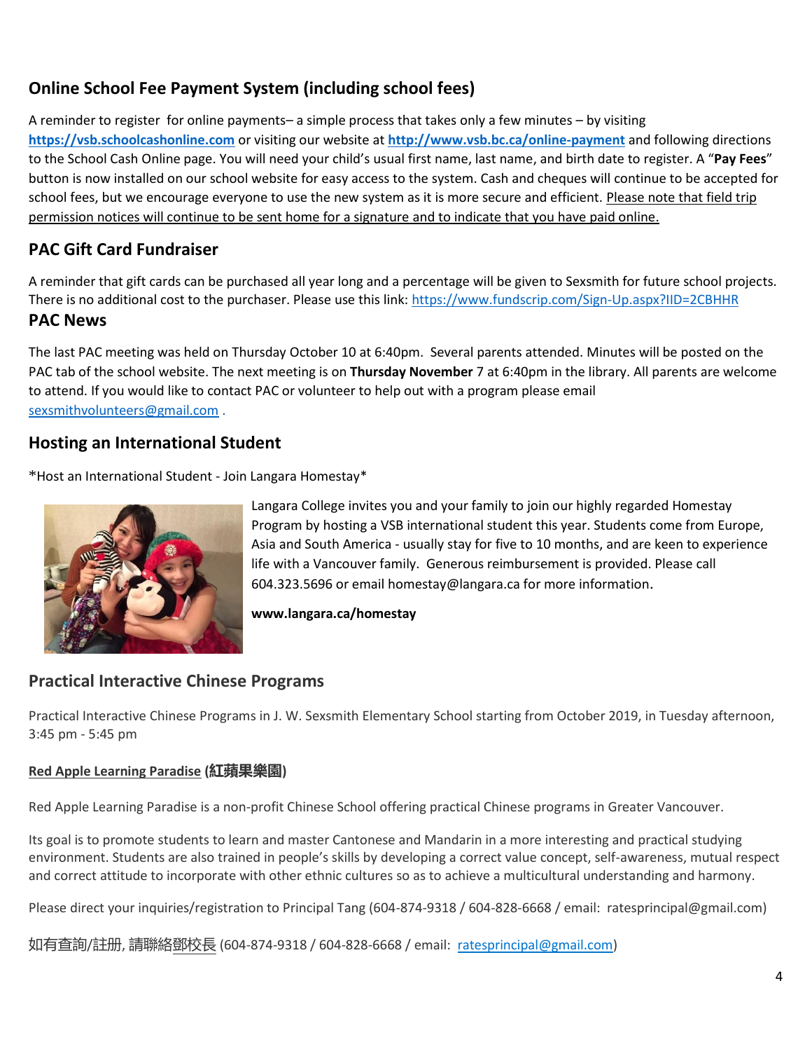## Online School Fee Payment System (including school fees)

A reminder to register  for online payments– a simple process that takes only a few minutes – by visiting **https://vsb.schoolcashonline.com** or visiting our website at **http://www.vsb.bc.ca/online-payment** and following directions to the School Cash Online page. You will need your child's usual first name, last name, and birth date to register. A "**Pay Fees**" button is now installed on our school website for easy access to the system. Cash and cheques will continue to be accepted for school fees, but we encourage everyone to use the new system as it is more secure and efficient. Please note that field trip permission notices will continue to be sent home for a signature and to indicate that you have paid online.

## PAC Gift Card Fundraiser

A reminder that gift cards can be purchased all year long and a percentage will be given to Sexsmith for future school projects. There is no additional cost to the purchaser. Please use this link: https://www.fundscrip.com/Sign-Up.aspx?IID=2CBHHR

## PAC News

The last PAC meeting was held on Thursday October 10 at 6:40pm.  Several parents attended. Minutes will be posted on the PAC tab of the school website. The next meeting is on **Thursday November** 7 at 6:40pm in the library. All parents are welcome to attend. If you would like to contact PAC or volunteer to help out with a program please email sexsmithvolunteers@gmail.com .

## Hosting an International Student

*Host an International Student - Join Langara Homestay*

Langara College invites you and your family to join our highly regarded Homestay Program by hosting a VSB international student this year. Students come from Europe, Asia and South America - usually stay for five to 10 months, and are keen to experience life with a Vancouver family.  Generous reimbursement is provided. Please call 604.323.5696 or email homestay@langara.ca for more information.

**www.langara.ca/homestay**

## Practical Interactive Chinese Programs

Practical Interactive Chinese Programs in J. W. Sexsmith Elementary School starting from October 2019, in Tuesday afternoon, 3:45 pm - 5:45 pm

**Red Apple Learning Paradise (紅蘋果樂園)**

Red Apple Learning Paradise is a non-profit Chinese School offering practical Chinese programs in Greater Vancouver.

Its goal is to promote students to learn and master Cantonese and Mandarin in a more interesting and practical studying environment. Students are also trained in people's skills by developing a correct value concept, self-awareness, mutual respect and correct attitude to incorporate with other ethnic cultures so as to achieve a multicultural understanding and harmony.

Please direct your inquiries/registration to Principal Tang (604-874-9318 / 604-828-6668 / email:  ratesprincipal@gmail.com)

如有查詢/註册, 請聯絡鄧校長 (604-874-9318 / 604-828-6668 / email:  ratesprincipal@gmail.com)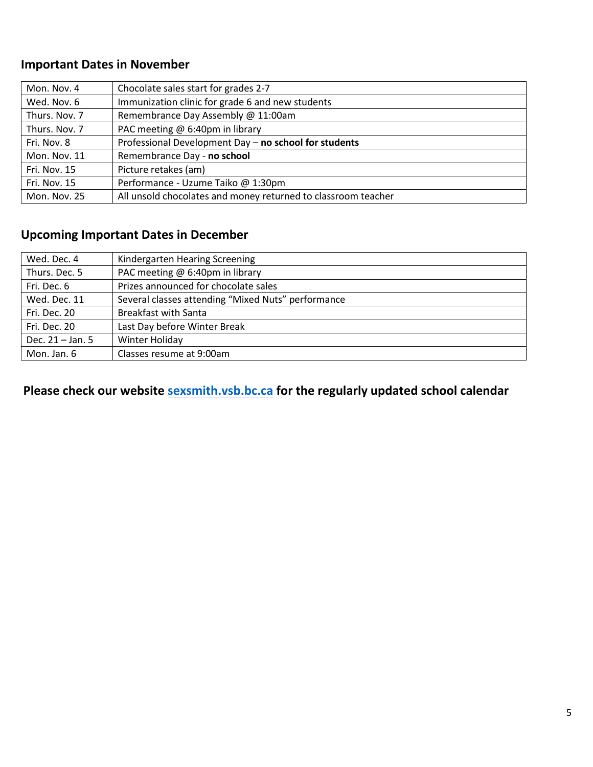## Important Dates in November

| | |
|---|---|
| Mon. Nov. 4 | Chocolate sales start for grades 2-7 |
| Wed. Nov. 6 | Immunization clinic for grade 6 and new students |
| Thurs. Nov. 7 | Remembrance Day Assembly @ 11:00am |
| Thurs. Nov. 7 | PAC meeting @ 6:40pm in library |
| Fri. Nov. 8 | Professional Development Day – **no school for students** |
| Mon. Nov. 11 | Remembrance Day - **no school** |
| Fri. Nov. 15 | Picture retakes (am) |
| Fri. Nov. 15 | Performance - Uzume Taiko @ 1:30pm |
| Mon. Nov. 25 | All unsold chocolates and money returned to classroom teacher |

## Upcoming Important Dates in December

| | |
|---|---|
| Wed. Dec. 4 | Kindergarten Hearing Screening |
| Thurs. Dec. 5 | PAC meeting @ 6:40pm in library |
| Fri. Dec. 6 | Prizes announced for chocolate sales |
| Wed. Dec. 11 | Several classes attending "Mixed Nuts" performance |
| Fri. Dec. 20 | Breakfast with Santa |
| Fri. Dec. 20 | Last Day before Winter Break |
| Dec. 21 – Jan. 5 | Winter Holiday |
| Mon. Jan. 6 | Classes resume at 9:00am |

**Please check our website [sexsmith.vsb.bc.ca](http://sexsmith.vsb.bc.ca) for the regularly updated school calendar**